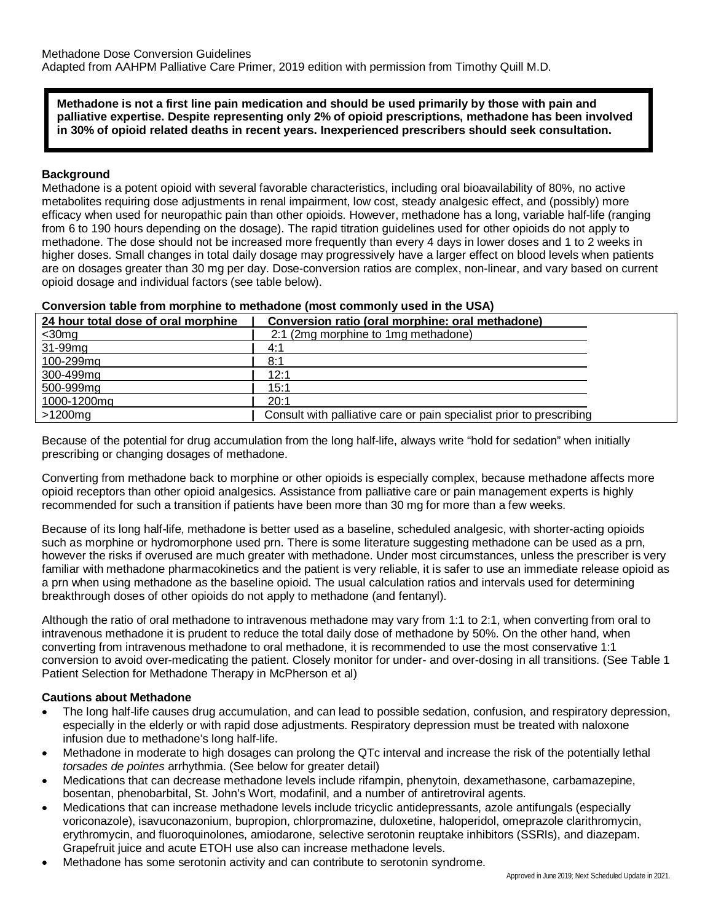Methadone Dose Conversion Guidelines
Adapted from AAHPM Palliative Care Primer, 2019 edition with permission from Timothy Quill M.D.

**Methadone is not a first line pain medication and should be used primarily by those with pain and palliative expertise. Despite representing only 2% of opioid prescriptions, methadone has been involved in 30% of opioid related deaths in recent years. Inexperienced prescribers should seek consultation.**

**Background**

Methadone is a potent opioid with several favorable characteristics, including oral bioavailability of 80%, no active metabolites requiring dose adjustments in renal impairment, low cost, steady analgesic effect, and (possibly) more efficacy when used for neuropathic pain than other opioids. However, methadone has a long, variable half-life (ranging from 6 to 190 hours depending on the dosage). The rapid titration guidelines used for other opioids do not apply to methadone. The dose should not be increased more frequently than every 4 days in lower doses and 1 to 2 weeks in higher doses. Small changes in total daily dosage may progressively have a larger effect on blood levels when patients are on dosages greater than 30 mg per day. Dose-conversion ratios are complex, non-linear, and vary based on current opioid dosage and individual factors (see table below).

**Conversion table from morphine to methadone (most commonly used in the USA)**

| 24 hour total dose of oral morphine | Conversion ratio (oral morphine: oral methadone) |
|---|---|
| <30mg | 2:1 (2mg morphine to 1mg methadone) |
| 31-99mg | 4:1 |
| 100-299mg | 8:1 |
| 300-499mg | 12:1 |
| 500-999mg | 15:1 |
| 1000-1200mg | 20:1 |
| >1200mg | Consult with palliative care or pain specialist prior to prescribing |

Because of the potential for drug accumulation from the long half-life, always write "hold for sedation" when initially prescribing or changing dosages of methadone.

Converting from methadone back to morphine or other opioids is especially complex, because methadone affects more opioid receptors than other opioid analgesics. Assistance from palliative care or pain management experts is highly recommended for such a transition if patients have been more than 30 mg for more than a few weeks.

Because of its long half-life, methadone is better used as a baseline, scheduled analgesic, with shorter-acting opioids such as morphine or hydromorphone used prn. There is some literature suggesting methadone can be used as a prn, however the risks if overused are much greater with methadone. Under most circumstances, unless the prescriber is very familiar with methadone pharmacokinetics and the patient is very reliable, it is safer to use an immediate release opioid as a prn when using methadone as the baseline opioid. The usual calculation ratios and intervals used for determining breakthrough doses of other opioids do not apply to methadone (and fentanyl).

Although the ratio of oral methadone to intravenous methadone may vary from 1:1 to 2:1, when converting from oral to intravenous methadone it is prudent to reduce the total daily dose of methadone by 50%. On the other hand, when converting from intravenous methadone to oral methadone, it is recommended to use the most conservative 1:1 conversion to avoid over-medicating the patient. Closely monitor for under- and over-dosing in all transitions. (See Table 1 Patient Selection for Methadone Therapy in McPherson et al)

**Cautions about Methadone**

- The long half-life causes drug accumulation, and can lead to possible sedation, confusion, and respiratory depression, especially in the elderly or with rapid dose adjustments. Respiratory depression must be treated with naloxone infusion due to methadone's long half-life.
- Methadone in moderate to high dosages can prolong the QTc interval and increase the risk of the potentially lethal *torsades de pointes* arrhythmia. (See below for greater detail)
- Medications that can decrease methadone levels include rifampin, phenytoin, dexamethasone, carbamazepine, bosentan, phenobarbital, St. John's Wort, modafinil, and a number of antiretroviral agents.
- Medications that can increase methadone levels include tricyclic antidepressants, azole antifungals (especially voriconazole), isavuconazonium, bupropion, chlorpromazine, duloxetine, haloperidol, omeprazole clarithromycin, erythromycin, and fluoroquinolones, amiodarone, selective serotonin reuptake inhibitors (SSRIs), and diazepam. Grapefruit juice and acute ETOH use also can increase methadone levels.
- Methadone has some serotonin activity and can contribute to serotonin syndrome.

Approved in June 2019; Next Scheduled Update in 2021.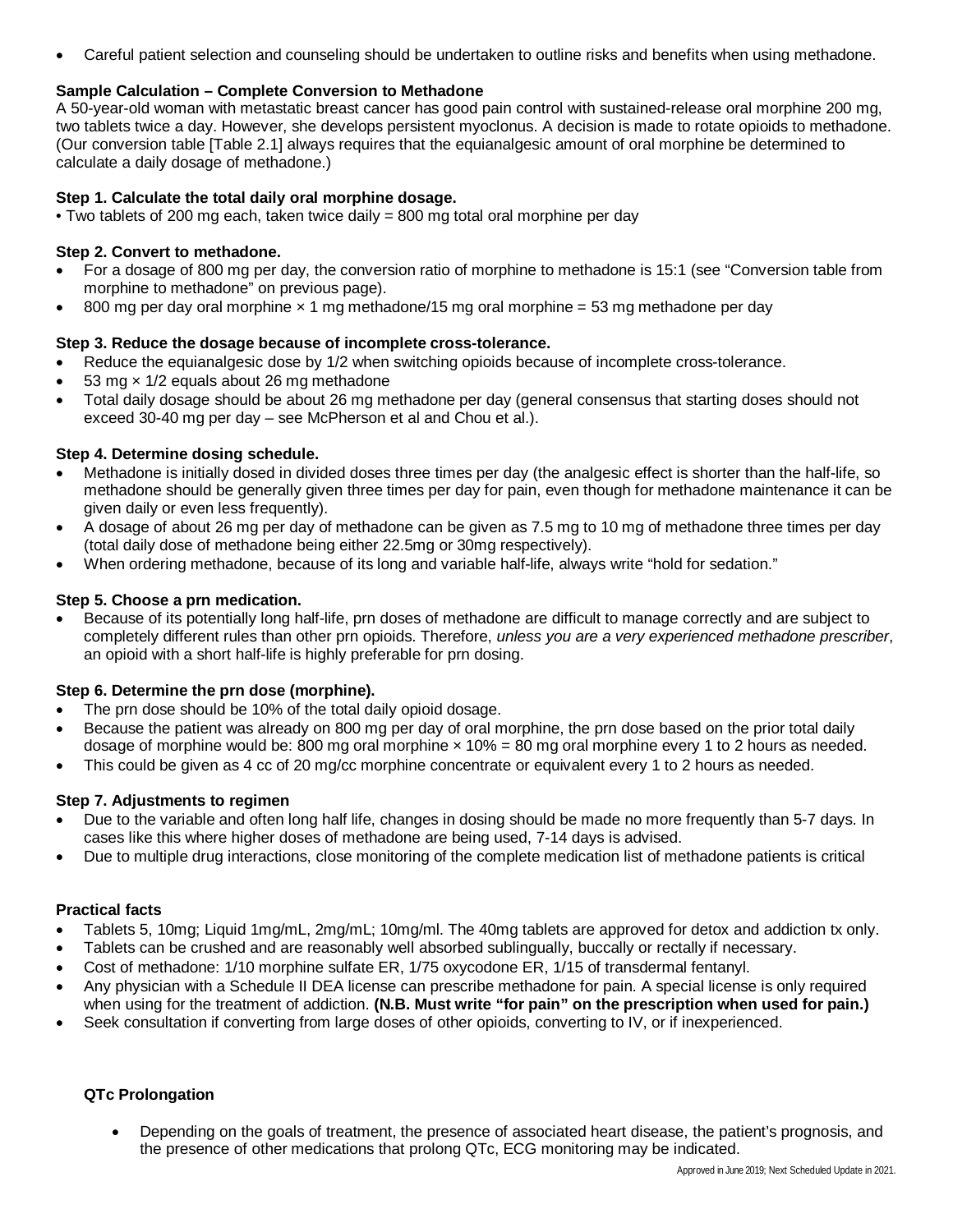- Careful patient selection and counseling should be undertaken to outline risks and benefits when using methadone.

**Sample Calculation – Complete Conversion to Methadone**

A 50-year-old woman with metastatic breast cancer has good pain control with sustained-release oral morphine 200 mg, two tablets twice a day. However, she develops persistent myoclonus. A decision is made to rotate opioids to methadone. (Our conversion table [Table 2.1] always requires that the equianalgesic amount of oral morphine be determined to calculate a daily dosage of methadone.)

**Step 1. Calculate the total daily oral morphine dosage.**

- Two tablets of 200 mg each, taken twice daily = 800 mg total oral morphine per day

**Step 2. Convert to methadone.**

- For a dosage of 800 mg per day, the conversion ratio of morphine to methadone is 15:1 (see "Conversion table from morphine to methadone" on previous page).
- 800 mg per day oral morphine × 1 mg methadone/15 mg oral morphine = 53 mg methadone per day

**Step 3. Reduce the dosage because of incomplete cross-tolerance.**

- Reduce the equianalgesic dose by 1/2 when switching opioids because of incomplete cross-tolerance.
- 53 mg × 1/2 equals about 26 mg methadone
- Total daily dosage should be about 26 mg methadone per day (general consensus that starting doses should not exceed 30-40 mg per day – see McPherson et al and Chou et al.).

**Step 4. Determine dosing schedule.**

- Methadone is initially dosed in divided doses three times per day (the analgesic effect is shorter than the half-life, so methadone should be generally given three times per day for pain, even though for methadone maintenance it can be given daily or even less frequently).
- A dosage of about 26 mg per day of methadone can be given as 7.5 mg to 10 mg of methadone three times per day (total daily dose of methadone being either 22.5mg or 30mg respectively).
- When ordering methadone, because of its long and variable half-life, always write "hold for sedation."

**Step 5. Choose a prn medication.**

- Because of its potentially long half-life, prn doses of methadone are difficult to manage correctly and are subject to completely different rules than other prn opioids. Therefore, *unless you are a very experienced methadone prescriber*, an opioid with a short half-life is highly preferable for prn dosing.

**Step 6. Determine the prn dose (morphine).**

- The prn dose should be 10% of the total daily opioid dosage.
- Because the patient was already on 800 mg per day of oral morphine, the prn dose based on the prior total daily dosage of morphine would be: 800 mg oral morphine × 10% = 80 mg oral morphine every 1 to 2 hours as needed.
- This could be given as 4 cc of 20 mg/cc morphine concentrate or equivalent every 1 to 2 hours as needed.

**Step 7. Adjustments to regimen**

- Due to the variable and often long half life, changes in dosing should be made no more frequently than 5-7 days. In cases like this where higher doses of methadone are being used, 7-14 days is advised.
- Due to multiple drug interactions, close monitoring of the complete medication list of methadone patients is critical

**Practical facts**

- Tablets 5, 10mg; Liquid 1mg/mL, 2mg/mL; 10mg/ml. The 40mg tablets are approved for detox and addiction tx only.
- Tablets can be crushed and are reasonably well absorbed sublingually, buccally or rectally if necessary.
- Cost of methadone: 1/10 morphine sulfate ER, 1/75 oxycodone ER, 1/15 of transdermal fentanyl.
- Any physician with a Schedule II DEA license can prescribe methadone for pain. A special license is only required when using for the treatment of addiction. **(N.B. Must write "for pain" on the prescription when used for pain.)**
- Seek consultation if converting from large doses of other opioids, converting to IV, or if inexperienced.

**QTc Prolongation**

- Depending on the goals of treatment, the presence of associated heart disease, the patient's prognosis, and the presence of other medications that prolong QTc, ECG monitoring may be indicated.

Approved in June 2019; Next Scheduled Update in 2021.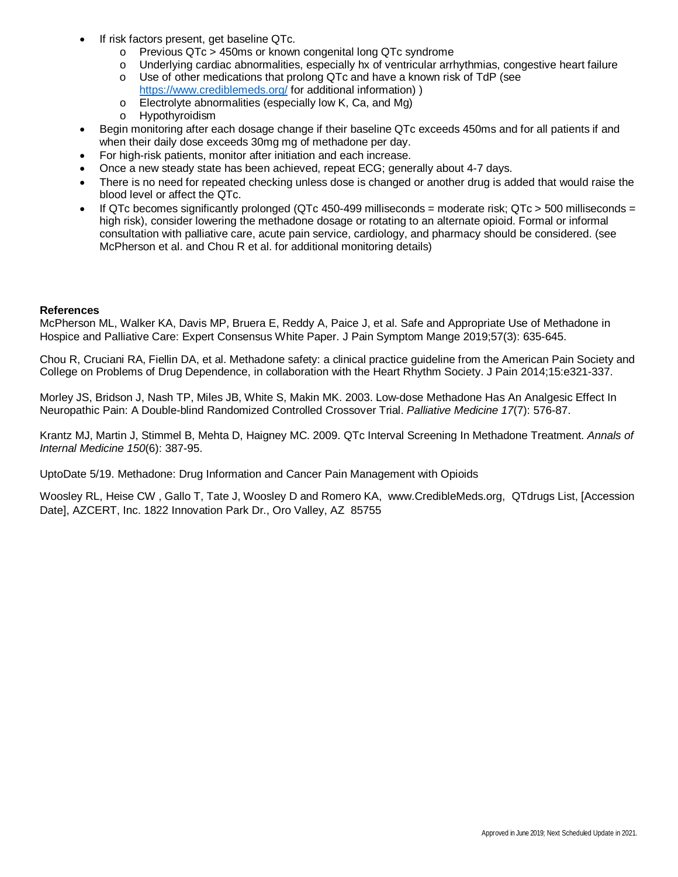- If risk factors present, get baseline QTc.
  - Previous QTc > 450ms or known congenital long QTc syndrome
  - Underlying cardiac abnormalities, especially hx of ventricular arrhythmias, congestive heart failure
  - Use of other medications that prolong QTc and have a known risk of TdP (see https://www.crediblemeds.org/ for additional information) )
  - Electrolyte abnormalities (especially low K, Ca, and Mg)
  - Hypothyroidism
- Begin monitoring after each dosage change if their baseline QTc exceeds 450ms and for all patients if and when their daily dose exceeds 30mg mg of methadone per day.
- For high-risk patients, monitor after initiation and each increase.
- Once a new steady state has been achieved, repeat ECG; generally about 4-7 days.
- There is no need for repeated checking unless dose is changed or another drug is added that would raise the blood level or affect the QTc.
- If QTc becomes significantly prolonged (QTc 450-499 milliseconds = moderate risk; QTc > 500 milliseconds = high risk), consider lowering the methadone dosage or rotating to an alternate opioid. Formal or informal consultation with palliative care, acute pain service, cardiology, and pharmacy should be considered. (see McPherson et al. and Chou R et al. for additional monitoring details)

**References**

McPherson ML, Walker KA, Davis MP, Bruera E, Reddy A, Paice J, et al. Safe and Appropriate Use of Methadone in Hospice and Palliative Care: Expert Consensus White Paper. J Pain Symptom Mange 2019;57(3): 635-645.

Chou R, Cruciani RA, Fiellin DA, et al. Methadone safety: a clinical practice guideline from the American Pain Society and College on Problems of Drug Dependence, in collaboration with the Heart Rhythm Society. J Pain 2014;15:e321-337.

Morley JS, Bridson J, Nash TP, Miles JB, White S, Makin MK. 2003. Low-dose Methadone Has An Analgesic Effect In Neuropathic Pain: A Double-blind Randomized Controlled Crossover Trial. *Palliative Medicine 17*(7): 576-87.

Krantz MJ, Martin J, Stimmel B, Mehta D, Haigney MC. 2009. QTc Interval Screening In Methadone Treatment. *Annals of Internal Medicine 150*(6): 387-95.

UptoDate 5/19. Methadone: Drug Information and Cancer Pain Management with Opioids

Woosley RL, Heise CW , Gallo T, Tate J, Woosley D and Romero KA, www.CredibleMeds.org, QTdrugs List, [Accession Date], AZCERT, Inc. 1822 Innovation Park Dr., Oro Valley, AZ 85755

Approved in June 2019; Next Scheduled Update in 2021.